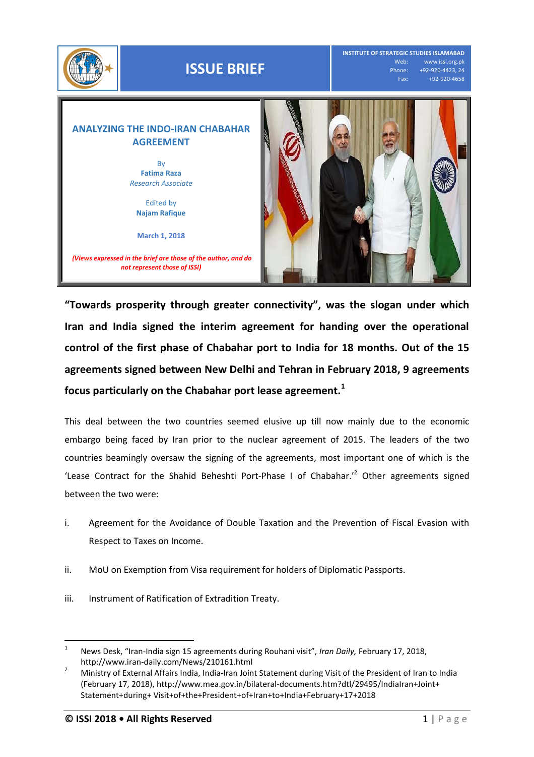ISSUE BRIEF

INSTITUTE OF STRATEGIC STUDIES ISLAMABAD
Web: www.issi.org.pk
Phone: +92-920-4423, 24
Fax: +92-920-4658

# ANALYZING THE INDO-IRAN CHABAHAR AGREEMENT

By
**Fatima Raza**
*Research Associate*

Edited by
**Najam Rafique**

**March 1, 2018**

***(Views expressed in the brief are those of the author, and do not represent those of ISSI)***

**"Towards prosperity through greater connectivity", was the slogan under which Iran and India signed the interim agreement for handing over the operational control of the first phase of Chabahar port to India for 18 months. Out of the 15 agreements signed between New Delhi and Tehran in February 2018, 9 agreements focus particularly on the Chabahar port lease agreement.[1]**

This deal between the two countries seemed elusive up till now mainly due to the economic embargo being faced by Iran prior to the nuclear agreement of 2015. The leaders of the two countries beamingly oversaw the signing of the agreements, most important one of which is the 'Lease Contract for the Shahid Beheshti Port-Phase I of Chabahar.'[2] Other agreements signed between the two were:

i. Agreement for the Avoidance of Double Taxation and the Prevention of Fiscal Evasion with Respect to Taxes on Income.

ii. MoU on Exemption from Visa requirement for holders of Diplomatic Passports.

iii. Instrument of Ratification of Extradition Treaty.

---

[1] News Desk, "Iran-India sign 15 agreements during Rouhani visit", *Iran Daily,* February 17, 2018, http://www.iran-daily.com/News/210161.html

[2] Ministry of External Affairs India, India-Iran Joint Statement during Visit of the President of Iran to India (February 17, 2018), http://www.mea.gov.in/bilateral-documents.htm?dtl/29495/IndiaIran+Joint+Statement+during+ Visit+of+the+President+of+Iran+to+India+February+17+2018

**© ISSI 2018 • All Rights Reserved**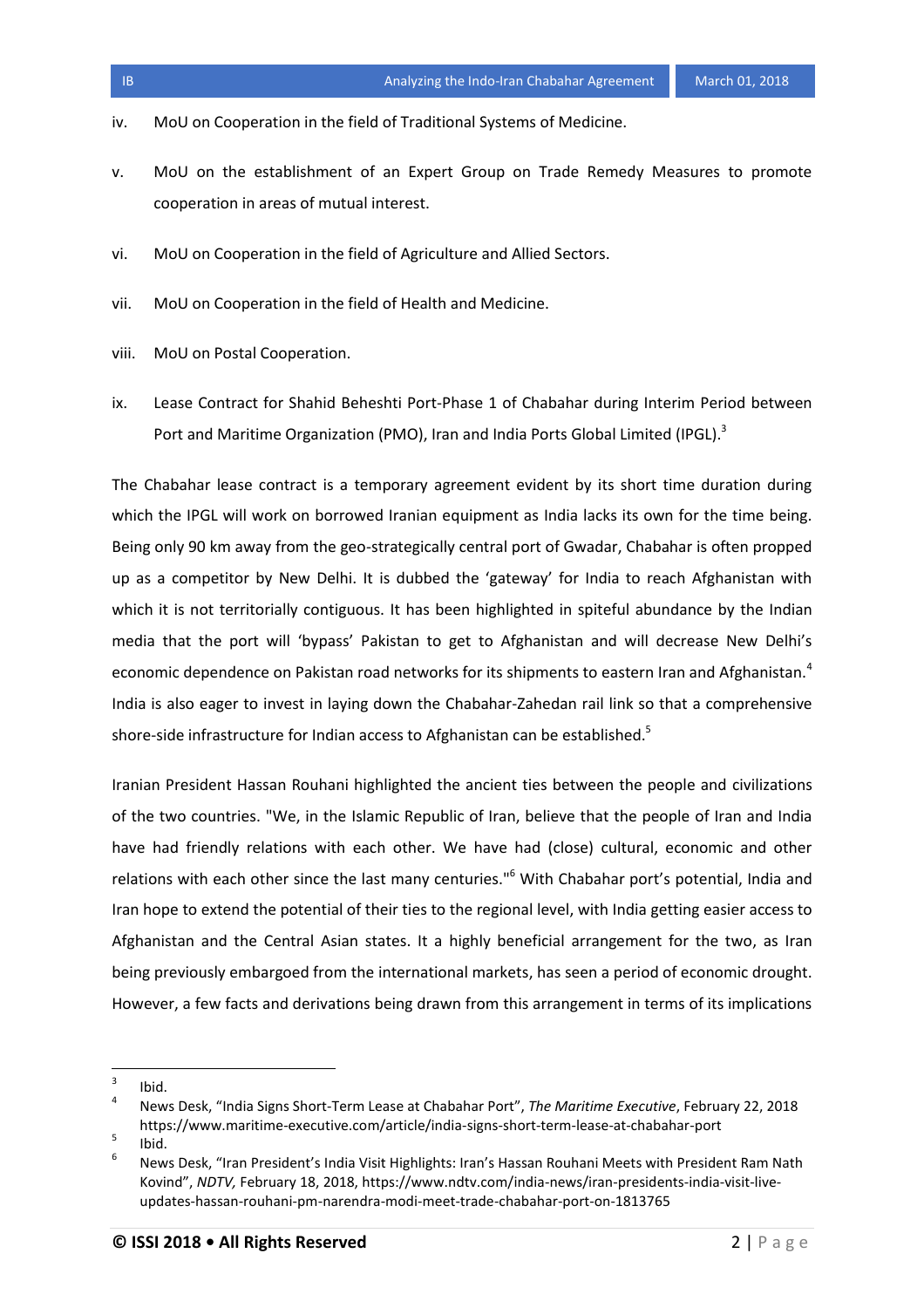iv. MoU on Cooperation in the field of Traditional Systems of Medicine.

v. MoU on the establishment of an Expert Group on Trade Remedy Measures to promote cooperation in areas of mutual interest.

vi. MoU on Cooperation in the field of Agriculture and Allied Sectors.

vii. MoU on Cooperation in the field of Health and Medicine.

viii. MoU on Postal Cooperation.

ix. Lease Contract for Shahid Beheshti Port-Phase 1 of Chabahar during Interim Period between Port and Maritime Organization (PMO), Iran and India Ports Global Limited (IPGL).[3]

The Chabahar lease contract is a temporary agreement evident by its short time duration during which the IPGL will work on borrowed Iranian equipment as India lacks its own for the time being. Being only 90 km away from the geo-strategically central port of Gwadar, Chabahar is often propped up as a competitor by New Delhi. It is dubbed the 'gateway' for India to reach Afghanistan with which it is not territorially contiguous. It has been highlighted in spiteful abundance by the Indian media that the port will 'bypass' Pakistan to get to Afghanistan and will decrease New Delhi's economic dependence on Pakistan road networks for its shipments to eastern Iran and Afghanistan.[4] India is also eager to invest in laying down the Chabahar-Zahedan rail link so that a comprehensive shore-side infrastructure for Indian access to Afghanistan can be established.[5]

Iranian President Hassan Rouhani highlighted the ancient ties between the people and civilizations of the two countries. "We, in the Islamic Republic of Iran, believe that the people of Iran and India have had friendly relations with each other. We have had (close) cultural, economic and other relations with each other since the last many centuries."[6] With Chabahar port's potential, India and Iran hope to extend the potential of their ties to the regional level, with India getting easier access to Afghanistan and the Central Asian states. It a highly beneficial arrangement for the two, as Iran being previously embargoed from the international markets, has seen a period of economic drought. However, a few facts and derivations being drawn from this arrangement in terms of its implications

---

[3] Ibid.

[4] News Desk, "India Signs Short-Term Lease at Chabahar Port", *The Maritime Executive*, February 22, 2018 https://www.maritime-executive.com/article/india-signs-short-term-lease-at-chabahar-port

[5] Ibid.

[6] News Desk, "Iran President's India Visit Highlights: Iran's Hassan Rouhani Meets with President Ram Nath Kovind", *NDTV,* February 18, 2018, https://www.ndtv.com/india-news/iran-presidents-india-visit-live-updates-hassan-rouhani-pm-narendra-modi-meet-trade-chabahar-port-on-1813765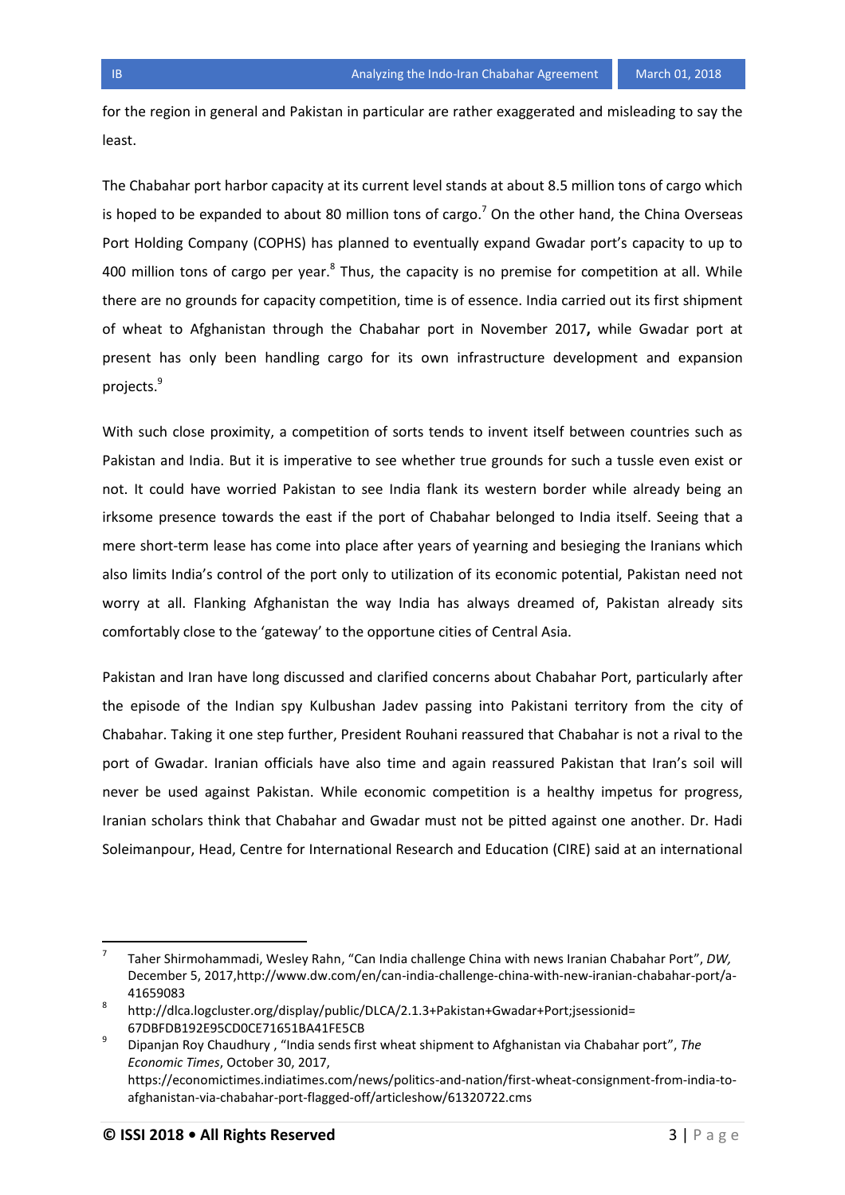for the region in general and Pakistan in particular are rather exaggerated and misleading to say the least.

The Chabahar port harbor capacity at its current level stands at about 8.5 million tons of cargo which is hoped to be expanded to about 80 million tons of cargo.[7] On the other hand, the China Overseas Port Holding Company (COPHS) has planned to eventually expand Gwadar port's capacity to up to 400 million tons of cargo per year.[8] Thus, the capacity is no premise for competition at all. While there are no grounds for capacity competition, time is of essence. India carried out its first shipment of wheat to Afghanistan through the Chabahar port in November 2017**,** while Gwadar port at present has only been handling cargo for its own infrastructure development and expansion projects.[9]

With such close proximity, a competition of sorts tends to invent itself between countries such as Pakistan and India. But it is imperative to see whether true grounds for such a tussle even exist or not. It could have worried Pakistan to see India flank its western border while already being an irksome presence towards the east if the port of Chabahar belonged to India itself. Seeing that a mere short-term lease has come into place after years of yearning and besieging the Iranians which also limits India's control of the port only to utilization of its economic potential, Pakistan need not worry at all. Flanking Afghanistan the way India has always dreamed of, Pakistan already sits comfortably close to the 'gateway' to the opportune cities of Central Asia.

Pakistan and Iran have long discussed and clarified concerns about Chabahar Port, particularly after the episode of the Indian spy Kulbushan Jadev passing into Pakistani territory from the city of Chabahar. Taking it one step further, President Rouhani reassured that Chabahar is not a rival to the port of Gwadar. Iranian officials have also time and again reassured Pakistan that Iran's soil will never be used against Pakistan. While economic competition is a healthy impetus for progress, Iranian scholars think that Chabahar and Gwadar must not be pitted against one another. Dr. Hadi Soleimanpour, Head, Centre for International Research and Education (CIRE) said at an international

---

7. Taher Shirmohammadi, Wesley Rahn, "Can India challenge China with news Iranian Chabahar Port", *DW,* December 5, 2017,http://www.dw.com/en/can-india-challenge-china-with-new-iranian-chabahar-port/a-41659083
8. http://dlca.logcluster.org/display/public/DLCA/2.1.3+Pakistan+Gwadar+Port;jsessionid=67DBFDB192E95CD0CE71651BA41FE5CB
9. Dipanjan Roy Chaudhury , "India sends first wheat shipment to Afghanistan via Chabahar port", *The Economic Times*, October 30, 2017, https://economictimes.indiatimes.com/news/politics-and-nation/first-wheat-consignment-from-india-to-afghanistan-via-chabahar-port-flagged-off/articleshow/61320722.cms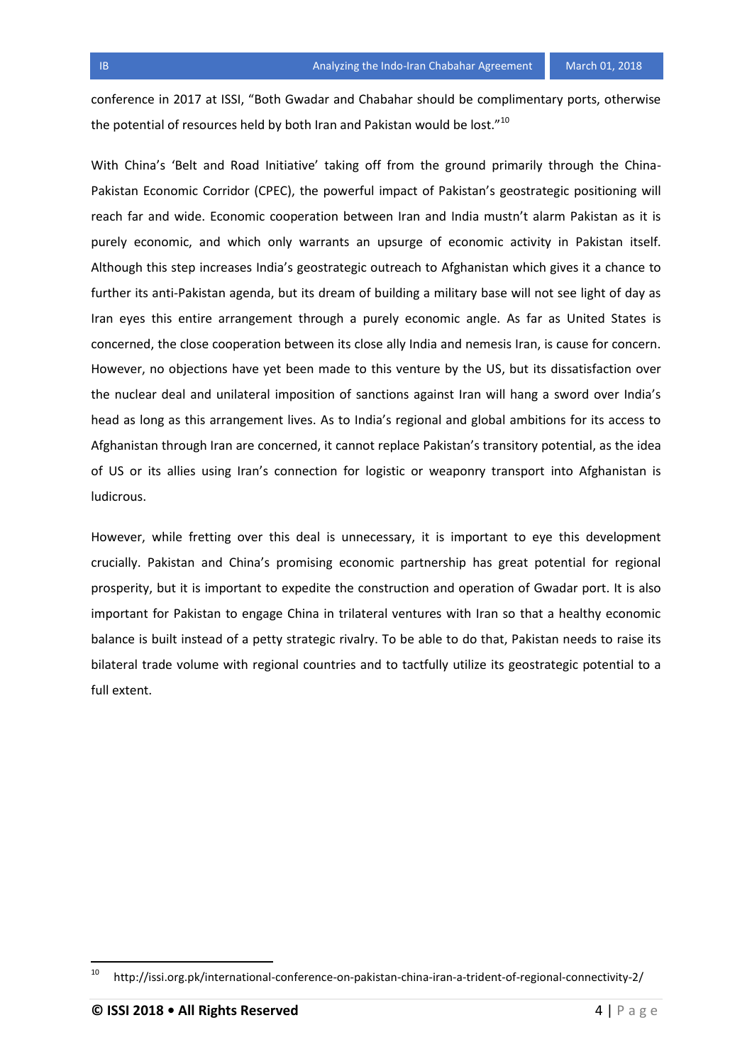conference in 2017 at ISSI, "Both Gwadar and Chabahar should be complimentary ports, otherwise the potential of resources held by both Iran and Pakistan would be lost."[10]

With China's 'Belt and Road Initiative' taking off from the ground primarily through the China-Pakistan Economic Corridor (CPEC), the powerful impact of Pakistan's geostrategic positioning will reach far and wide. Economic cooperation between Iran and India mustn't alarm Pakistan as it is purely economic, and which only warrants an upsurge of economic activity in Pakistan itself. Although this step increases India's geostrategic outreach to Afghanistan which gives it a chance to further its anti-Pakistan agenda, but its dream of building a military base will not see light of day as Iran eyes this entire arrangement through a purely economic angle. As far as United States is concerned, the close cooperation between its close ally India and nemesis Iran, is cause for concern. However, no objections have yet been made to this venture by the US, but its dissatisfaction over the nuclear deal and unilateral imposition of sanctions against Iran will hang a sword over India's head as long as this arrangement lives. As to India's regional and global ambitions for its access to Afghanistan through Iran are concerned, it cannot replace Pakistan's transitory potential, as the idea of US or its allies using Iran's connection for logistic or weaponry transport into Afghanistan is ludicrous.

However, while fretting over this deal is unnecessary, it is important to eye this development crucially. Pakistan and China's promising economic partnership has great potential for regional prosperity, but it is important to expedite the construction and operation of Gwadar port. It is also important for Pakistan to engage China in trilateral ventures with Iran so that a healthy economic balance is built instead of a petty strategic rivalry. To be able to do that, Pakistan needs to raise its bilateral trade volume with regional countries and to tactfully utilize its geostrategic potential to a full extent.

---

[10] http://issi.org.pk/international-conference-on-pakistan-china-iran-a-trident-of-regional-connectivity-2/